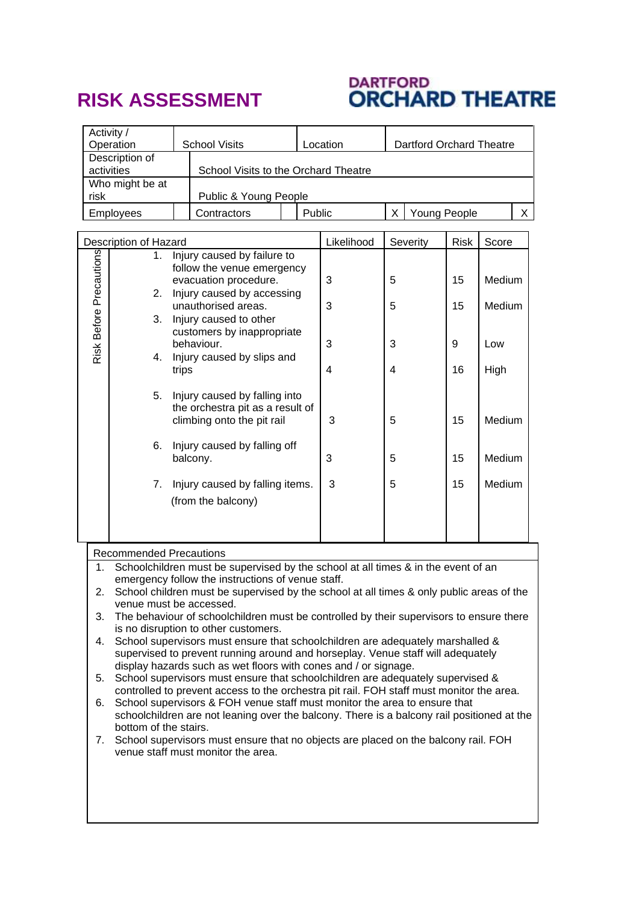# RISK ASSESSMENT

**DARTFORD ORCHARD THEATRE**

| Activity / Operation | School Visits | | Location | | Dartford Orchard Theatre | |
|---|---|---|---|---|---|---|
| Description of activities | School Visits to the Orchard Theatre | | | | | |
| Who might be at risk | Public & Young People | | | | | |
| Employees | | Contractors | | Public | X | Young People X |

| Risk Before Precautions | Description of Hazard | Likelihood | Severity | Risk | Score |
|---|---|---|---|---|---|
| | 1. Injury caused by failure to follow the venue emergency evacuation procedure. | 3 | 5 | 15 | Medium |
| | 2. Injury caused by accessing unauthorised areas. | 3 | 5 | 15 | Medium |
| | 3. Injury caused to other customers by inappropriate behaviour. | 3 | 3 | 9 | Low |
| | 4. Injury caused by slips and trips | 4 | 4 | 16 | High |
| | 5. Injury caused by falling into the orchestra pit as a result of climbing onto the pit rail | 3 | 5 | 15 | Medium |
| | 6. Injury caused by falling off balcony. | 3 | 5 | 15 | Medium |
| | 7. Injury caused by falling items. (from the balcony) | 3 | 5 | 15 | Medium |

**Recommended Precautions**

1. Schoolchildren must be supervised by the school at all times & in the event of an emergency follow the instructions of venue staff.
2. School children must be supervised by the school at all times & only public areas of the venue must be accessed.
3. The behaviour of schoolchildren must be controlled by their supervisors to ensure there is no disruption to other customers.
4. School supervisors must ensure that schoolchildren are adequately marshalled & supervised to prevent running around and horseplay. Venue staff will adequately display hazards such as wet floors with cones and / or signage.
5. School supervisors must ensure that schoolchildren are adequately supervised & controlled to prevent access to the orchestra pit rail. FOH staff must monitor the area.
6. School supervisors & FOH venue staff must monitor the area to ensure that schoolchildren are not leaning over the balcony. There is a balcony rail positioned at the bottom of the stairs.
7. School supervisors must ensure that no objects are placed on the balcony rail. FOH venue staff must monitor the area.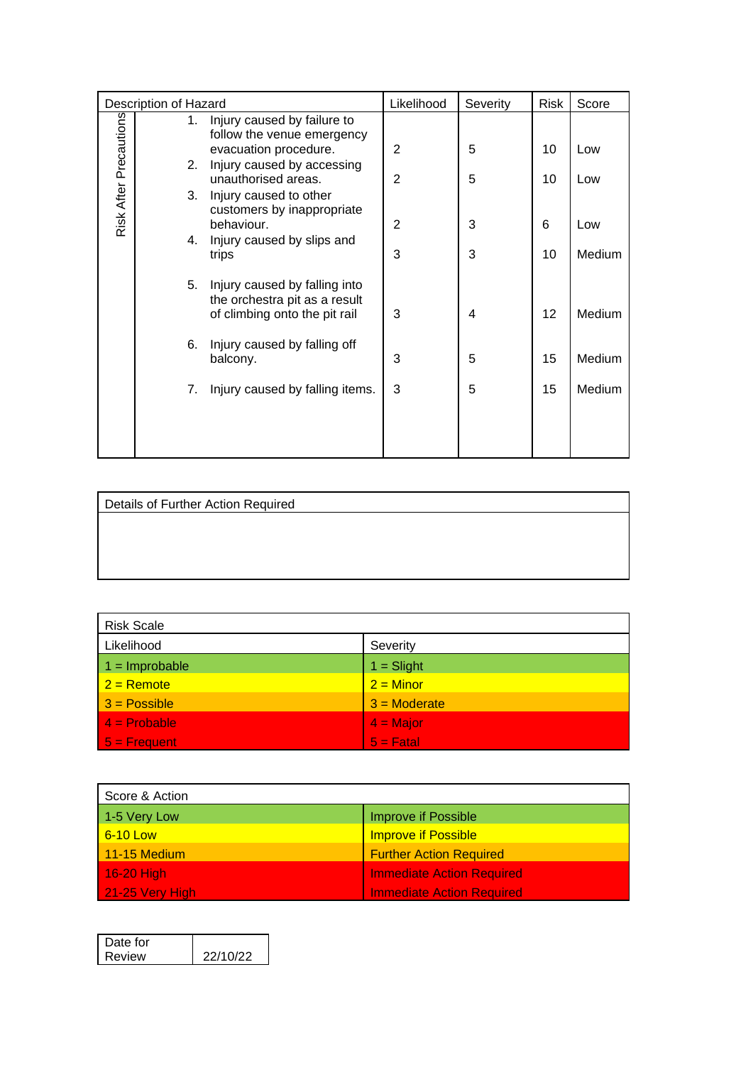| Description of Hazard | | Likelihood | Severity | Risk | Score |
|---|---|---|---|---|---|
| Risk After Precautions | 1. Injury caused by failure to follow the venue emergency evacuation procedure. | 2 | 5 | 10 | Low |
| | 2. Injury caused by accessing unauthorised areas. | 2 | 5 | 10 | Low |
| | 3. Injury caused to other customers by inappropriate behaviour. | 2 | 3 | 6 | Low |
| | 4. Injury caused by slips and trips | 3 | 3 | 10 | Medium |
| | 5. Injury caused by falling into the orchestra pit as a result of climbing onto the pit rail | 3 | 4 | 12 | Medium |
| | 6. Injury caused by falling off balcony. | 3 | 5 | 15 | Medium |
| | 7. Injury caused by falling items. | 3 | 5 | 15 | Medium |

| Details of Further Action Required |
|---|
| |

| Risk Scale | |
|---|---|
| Likelihood | Severity |
| 1 = Improbable | 1 = Slight |
| 2 = Remote | 2 = Minor |
| 3 = Possible | 3 = Moderate |
| 4 = Probable | 4 = Major |
| 5 = Frequent | 5 = Fatal |

| Score & Action | |
|---|---|
| 1-5 Very Low | Improve if Possible |
| 6-10 Low | Improve if Possible |
| 11-15 Medium | Further Action Required |
| 16-20 High | Immediate Action Required |
| 21-25 Very High | Immediate Action Required |

| Date for Review | 22/10/22 |
|---|---|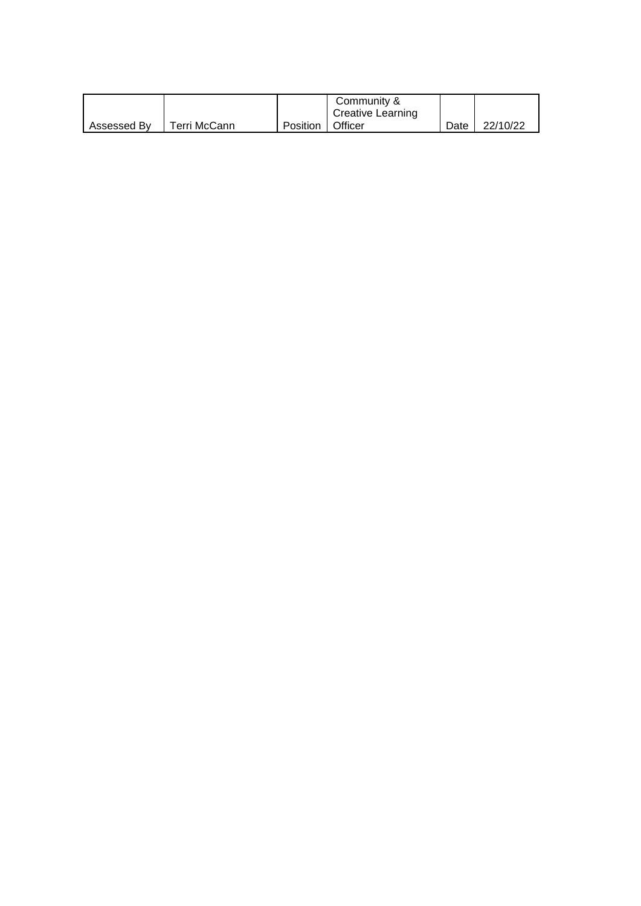| | | | | | |
|---|---|---|---|---|---|
| Assessed By | Terri McCann | Position | Community & Creative Learning Officer | Date | 22/10/22 |